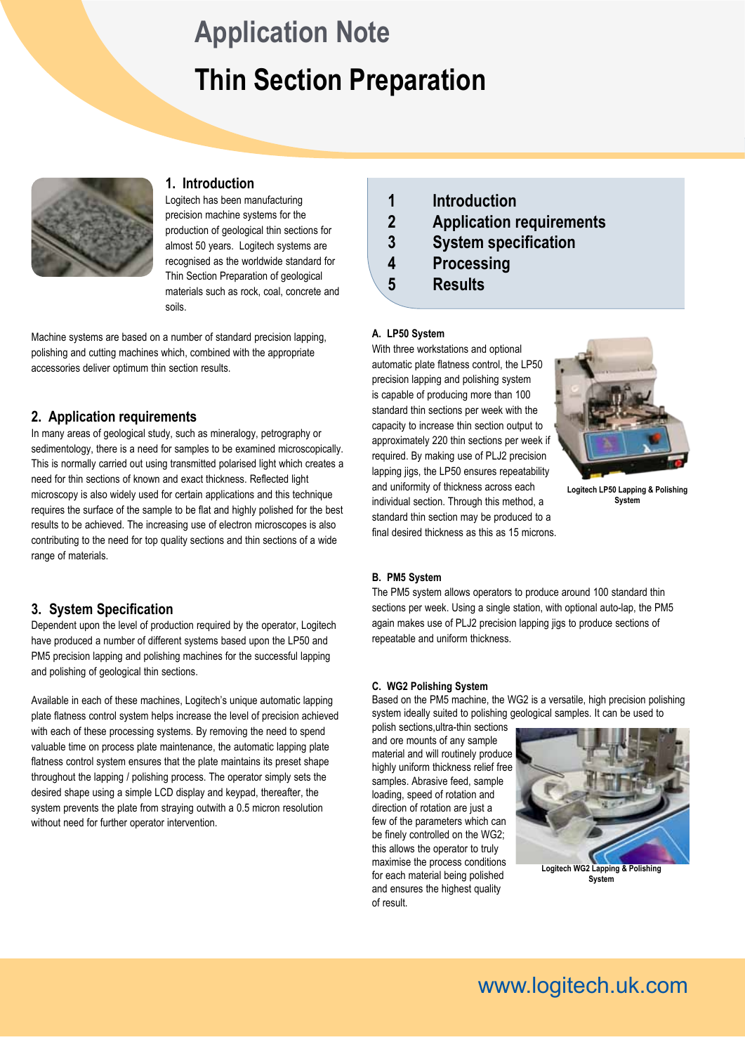# Application Note

# Thin Section Preparation

## 1. Introduction

Logitech has been manufacturing precision machine systems for the production of geological thin sections for almost 50 years. Logitech systems are recognised as the worldwide standard for Thin Section Preparation of geological materials such as rock, coal, concrete and soils.

Machine systems are based on a number of standard precision lapping, polishing and cutting machines which, combined with the appropriate accessories deliver optimum thin section results.

1. Introduction
2. Application requirements
3. System specification
4. Processing
5. Results

## 2. Application requirements

In many areas of geological study, such as mineralogy, petrography or sedimentology, there is a need for samples to be examined microscopically. This is normally carried out using transmitted polarised light which creates a need for thin sections of known and exact thickness. Reflected light microscopy is also widely used for certain applications and this technique requires the surface of the sample to be flat and highly polished for the best results to be achieved. The increasing use of electron microscopes is also contributing to the need for top quality sections and thin sections of a wide range of materials.

## 3. System Specification

Dependent upon the level of production required by the operator, Logitech have produced a number of different systems based upon the LP50 and PM5 precision lapping and polishing machines for the successful lapping and polishing of geological thin sections.

Available in each of these machines, Logitech's unique automatic lapping plate flatness control system helps increase the level of precision achieved with each of these processing systems. By removing the need to spend valuable time on process plate maintenance, the automatic lapping plate flatness control system ensures that the plate maintains its preset shape throughout the lapping / polishing process. The operator simply sets the desired shape using a simple LCD display and keypad, thereafter, the system prevents the plate from straying outwith a 0.5 micron resolution without need for further operator intervention.

### A. LP50 System

With three workstations and optional automatic plate flatness control, the LP50 precision lapping and polishing system is capable of producing more than 100 standard thin sections per week with the capacity to increase thin section output to approximately 220 thin sections per week if required. By making use of PLJ2 precision lapping jigs, the LP50 ensures repeatability and uniformity of thickness across each individual section. Through this method, a standard thin section may be produced to a final desired thickness as this as 15 microns.

Logitech LP50 Lapping & Polishing System

### B. PM5 System

The PM5 system allows operators to produce around 100 standard thin sections per week. Using a single station, with optional auto-lap, the PM5 again makes use of PLJ2 precision lapping jigs to produce sections of repeatable and uniform thickness.

### C. WG2 Polishing System

Based on the PM5 machine, the WG2 is a versatile, high precision polishing system ideally suited to polishing geological samples. It can be used to polish sections,ultra-thin sections and ore mounts of any sample material and will routinely produce highly uniform thickness relief free samples. Abrasive feed, sample loading, speed of rotation and direction of rotation are just a few of the parameters which can be finely controlled on the WG2; this allows the operator to truly maximise the process conditions for each material being polished and ensures the highest quality of result.

Logitech WG2 Lapping & Polishing System

www.logitech.uk.com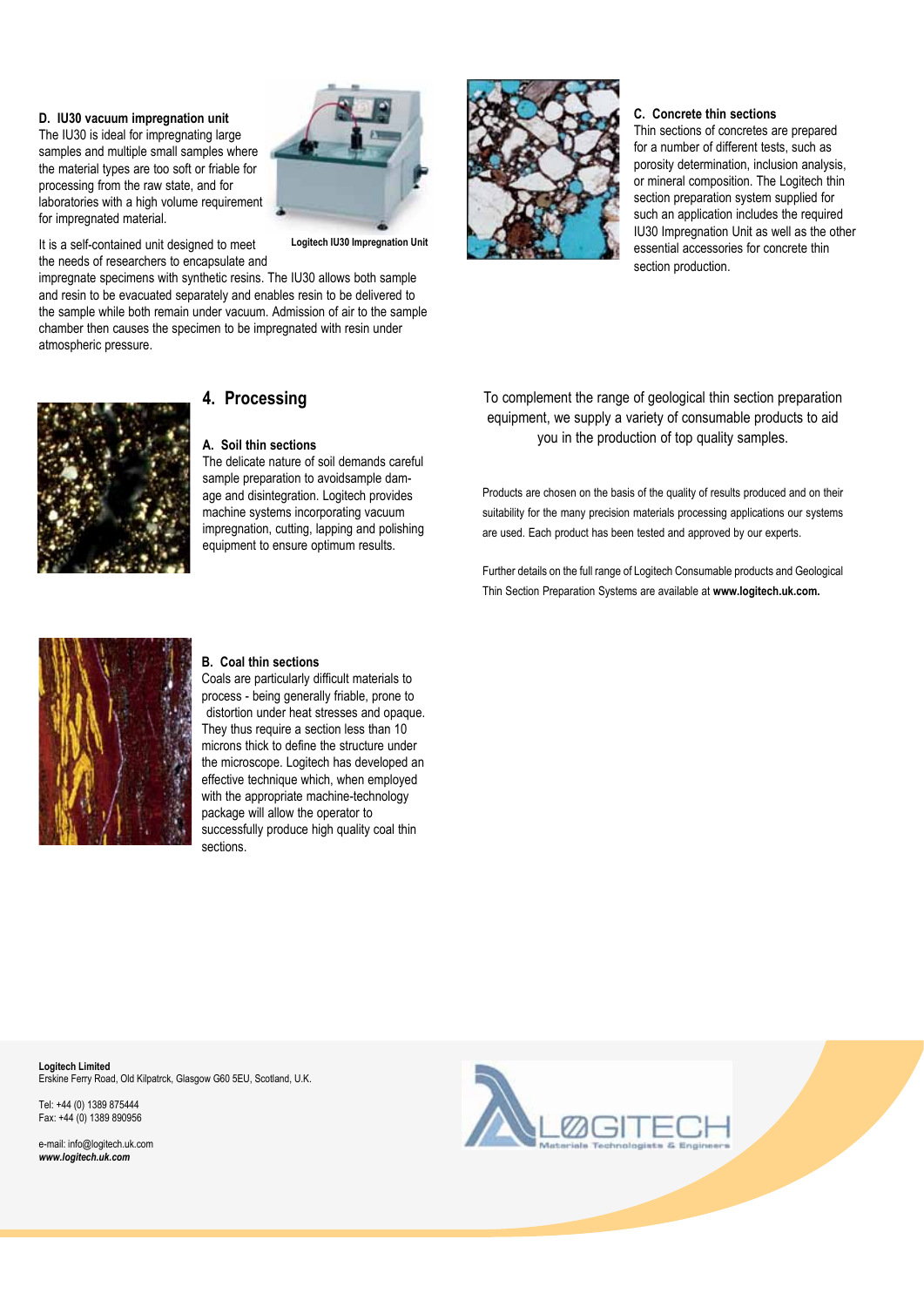**D. IU30 vacuum impregnation unit**

The IU30 is ideal for impregnating large samples and multiple small samples where the material types are too soft or friable for processing from the raw state, and for laboratories with a high volume requirement for impregnated material.

**Logitech IU30 Impregnation Unit**

It is a self-contained unit designed to meet the needs of researchers to encapsulate and impregnate specimens with synthetic resins. The IU30 allows both sample and resin to be evacuated separately and enables resin to be delivered to the sample while both remain under vacuum. Admission of air to the sample chamber then causes the specimen to be impregnated with resin under atmospheric pressure.

**C. Concrete thin sections**

Thin sections of concretes are prepared for a number of different tests, such as porosity determination, inclusion analysis, or mineral composition. The Logitech thin section preparation system supplied for such an application includes the required IU30 Impregnation Unit as well as the other essential accessories for concrete thin section production.

## 4. Processing

**A. Soil thin sections**

The delicate nature of soil demands careful sample preparation to avoidsample damage and disintegration. Logitech provides machine systems incorporating vacuum impregnation, cutting, lapping and polishing equipment to ensure optimum results.

**B. Coal thin sections**

Coals are particularly difficult materials to process - being generally friable, prone to distortion under heat stresses and opaque. They thus require a section less than 10 microns thick to define the structure under the microscope. Logitech has developed an effective technique which, when employed with the appropriate machine-technology package will allow the operator to successfully produce high quality coal thin sections.

To complement the range of geological thin section preparation equipment, we supply a variety of consumable products to aid you in the production of top quality samples.

Products are chosen on the basis of the quality of results produced and on their suitability for the many precision materials processing applications our systems are used. Each product has been tested and approved by our experts.

Further details on the full range of Logitech Consumable products and Geological Thin Section Preparation Systems are available at **www.logitech.uk.com.**

**Logitech Limited**
Erskine Ferry Road, Old Kilpatrck, Glasgow G60 5EU, Scotland, U.K.

Tel: +44 (0) 1389 875444
Fax: +44 (0) 1389 890956

e-mail: info@logitech.uk.com
***www.logitech.uk.com***

LOGITECH
Materials Technologists & Engineers